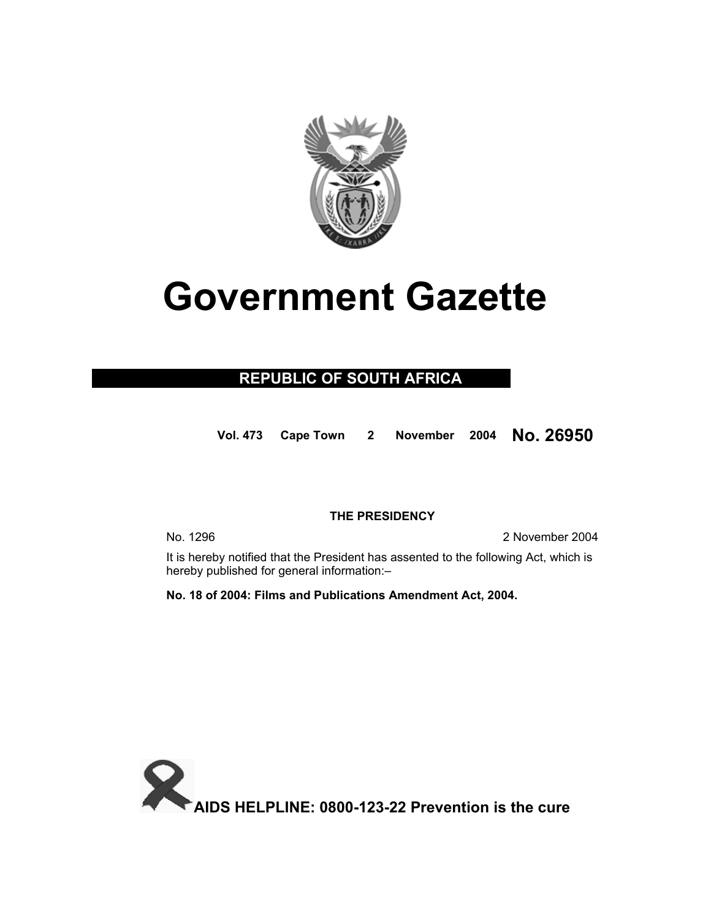# Government Gazette

## REPUBLIC OF SOUTH AFRICA

**Vol. 473 Cape Town 2 November 2004 No. 26950**

**THE PRESIDENCY**

No. 1296 2 November 2004

It is hereby notified that the President has assented to the following Act, which is hereby published for general information:–

**No. 18 of 2004: Films and Publications Amendment Act, 2004.**

**AIDS HELPLINE: 0800-123-22 Prevention is the cure**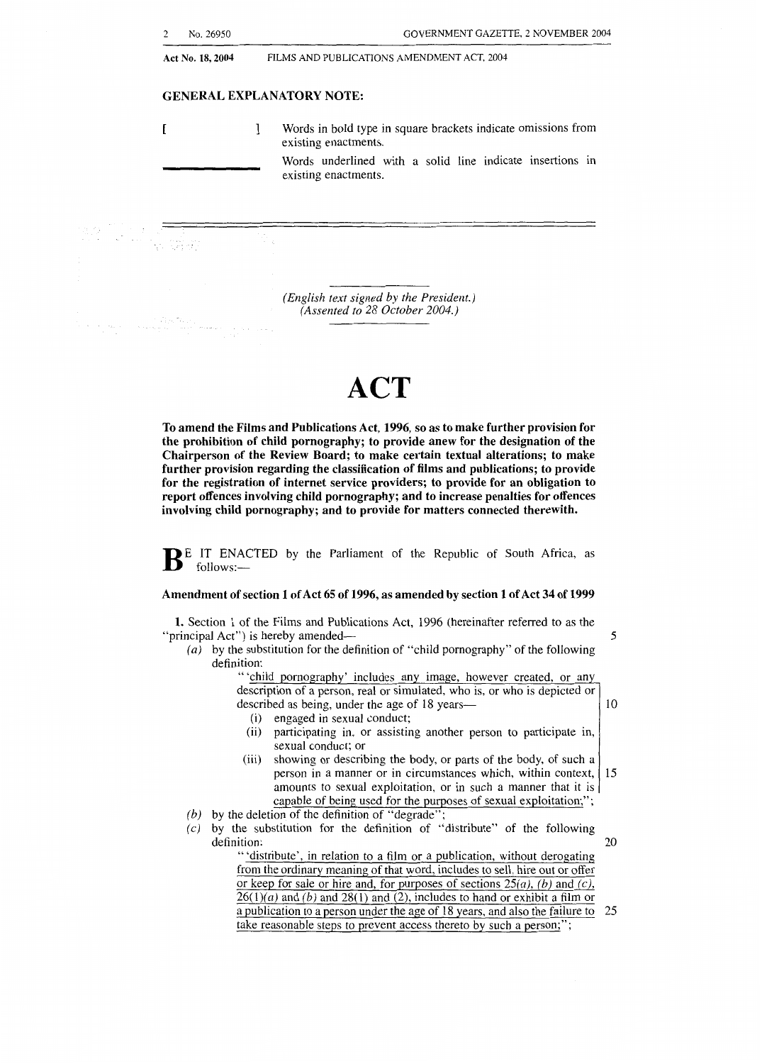Act No. 18, 2004 FILMS AND PUBLICATIONS AMENDMENT ACT, 2004

**GENERAL EXPLANATORY NOTE:**

**[ ]** Words in bold type in square brackets indicate omissions from existing enactments.

\_\_\_\_\_\_\_\_ Words underlined with a solid line indicate insertions in existing enactments.

*(English text signed by the President.)*
*(Assented to 28 October 2004.)*

# ACT

**To amend the Films and Publications Act, 1996, so as to make further provision for the prohibition of child pornography; to provide anew for the designation of the Chairperson of the Review Board; to make certain textual alterations; to make further provision regarding the classification of films and publications; to provide for the registration of internet service providers; to provide for an obligation to report offences involving child pornography; and to increase penalties for offences involving child pornography; and to provide for matters connected therewith.**

BE IT ENACTED by the Parliament of the Republic of South Africa, as follows:—

**Amendment of section 1 of Act 65 of 1996, as amended by section 1 of Act 34 of 1999**

**1.** Section 1 of the Films and Publications Act, 1996 (hereinafter referred to as the "principal Act") is hereby amended—

*(a)* by the substitution for the definition of "child pornography" of the following definition:

"<u>'child pornography' includes any image, however created, or any description of a person, real or simulated, who is, or who is depicted or described as being, under the age of 18 years—</u>

<u>(i) engaged in sexual conduct;</u>

<u>(ii) participating in, or assisting another person to participate in, sexual conduct; or</u>

<u>(iii) showing or describing the body, or parts of the body, of such a person in a manner or in circumstances which, within context, amounts to sexual exploitation, or in such a manner that it is capable of being used for the purposes of sexual exploitation;</u>";

*(b)* by the deletion of the definition of "degrade";

*(c)* by the substitution for the definition of "distribute" of the following definition:

"<u>'distribute', in relation to a film or a publication, without derogating from the ordinary meaning of that word, includes to sell, hire out or offer or keep for sale or hire and, for purposes of sections 25*(a)*, *(b)* and *(c)*, 26(1)*(a)* and *(b)* and 28(1) and (2), includes to hand or exhibit a film or a publication to a person under the age of 18 years, and also the failure to take reasonable steps to prevent access thereto by such a person;</u>";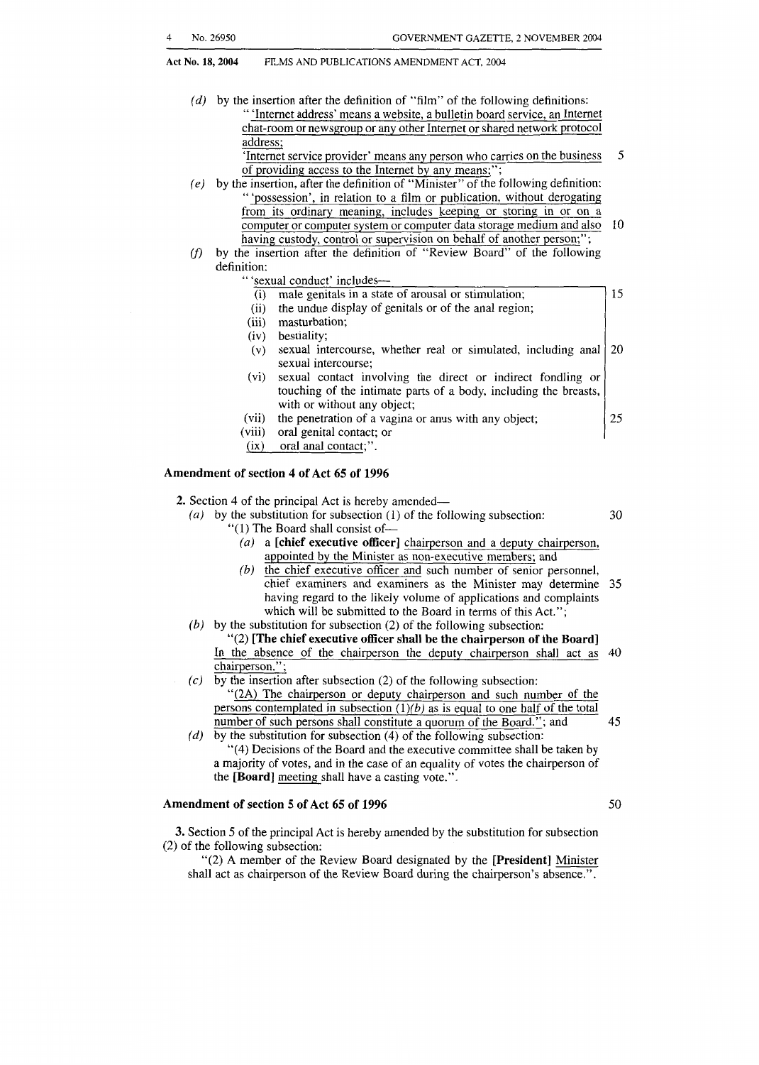(d) by the insertion after the definition of "film" of the following definitions:

"'Internet address' means a website, a bulletin board service, an Internet chat-room or newsgroup or any other Internet or shared network protocol address;

'Internet service provider' means any person who carries on the business of providing access to the Internet by any means;";

(e) by the insertion, after the definition of "Minister" of the following definition:

"'possession', in relation to a film or publication, without derogating from its ordinary meaning, includes keeping or storing in or on a computer or computer system or computer data storage medium and also having custody, control or supervision on behalf of another person;";

(f) by the insertion after the definition of "Review Board" of the following definition:

"'sexual conduct' includes—

(i) male genitals in a state of arousal or stimulation;
(ii) the undue display of genitals or of the anal region;
(iii) masturbation;
(iv) bestiality;
(v) sexual intercourse, whether real or simulated, including anal sexual intercourse;
(vi) sexual contact involving the direct or indirect fondling or touching of the intimate parts of a body, including the breasts, with or without any object;
(vii) the penetration of a vagina or anus with any object;
(viii) oral genital contact; or
(ix) oral anal contact;".

### Amendment of section 4 of Act 65 of 1996

**2.** Section 4 of the principal Act is hereby amended—

(a) by the substitution for subsection (1) of the following subsection:

"(1) The Board shall consist of—

(a) a **[chief executive officer]** chairperson and a deputy chairperson, appointed by the Minister as non-executive members; and

(b) the chief executive officer and such number of senior personnel, chief examiners and examiners as the Minister may determine having regard to the likely volume of applications and complaints which will be submitted to the Board in terms of this Act.";

(b) by the substitution for subsection (2) of the following subsection:

"(2) **[The chief executive officer shall be the chairperson of the Board]** In the absence of the chairperson the deputy chairperson shall act as chairperson.";

(c) by the insertion after subsection (2) of the following subsection:

"(2A) The chairperson or deputy chairperson and such number of the persons contemplated in subsection (1)*(b)* as is equal to one half of the total number of such persons shall constitute a quorum of the Board."; and

(d) by the substitution for subsection (4) of the following subsection:

"(4) Decisions of the Board and the executive committee shall be taken by a majority of votes, and in the case of an equality of votes the chairperson of the **[Board]** meeting shall have a casting vote.".

### Amendment of section 5 of Act 65 of 1996

**3.** Section 5 of the principal Act is hereby amended by the substitution for subsection (2) of the following subsection:

"(2) A member of the Review Board designated by the **[President]** Minister shall act as chairperson of the Review Board during the chairperson's absence.".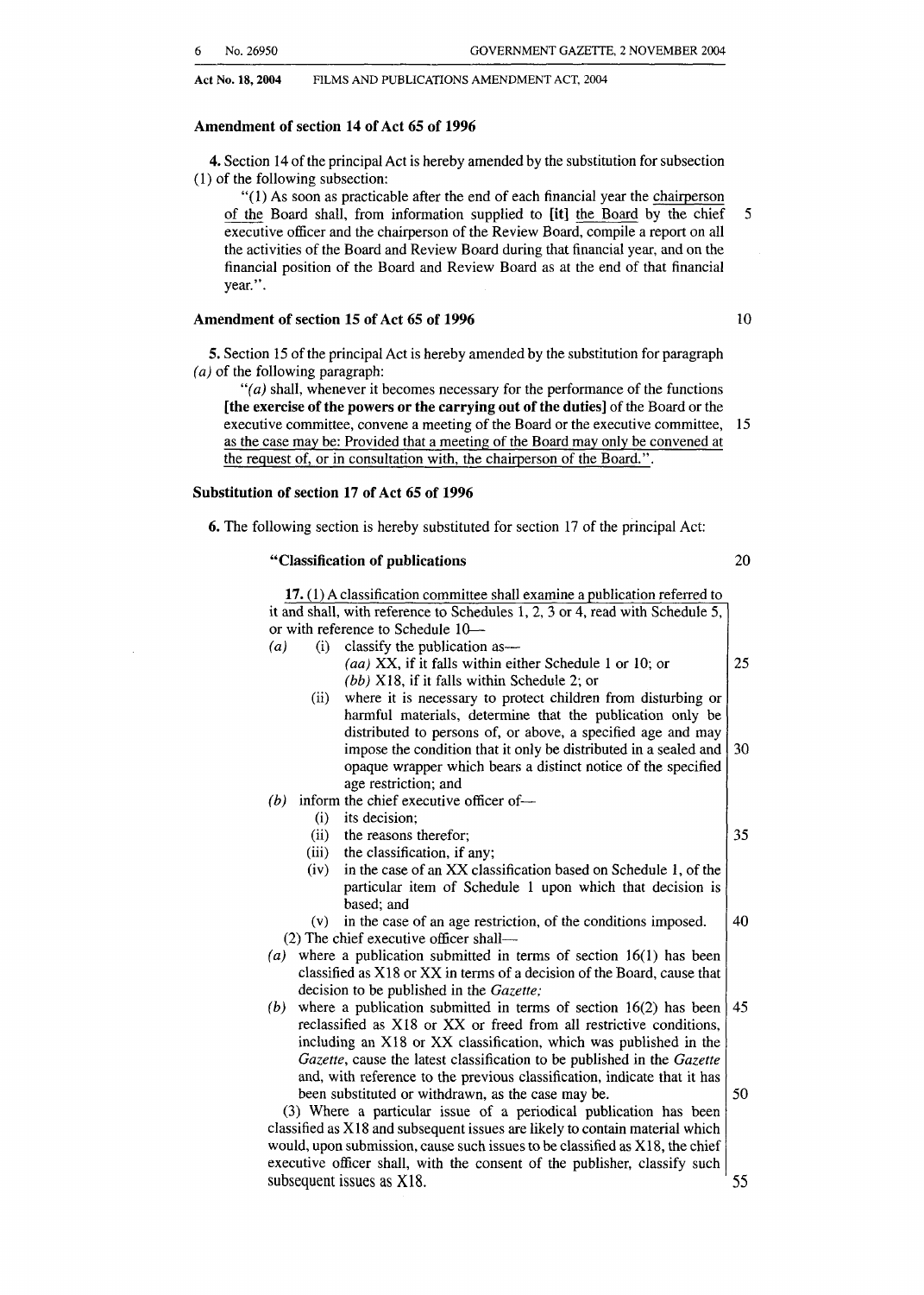**Amendment of section 14 of Act 65 of 1996**

**4.** Section 14 of the principal Act is hereby amended by the substitution for subsection (1) of the following subsection:

"(1) As soon as practicable after the end of each financial year the chairperson of the Board shall, from information supplied to **[it]** the Board by the chief executive officer and the chairperson of the Review Board, compile a report on all the activities of the Board and Review Board during that financial year, and on the financial position of the Board and Review Board as at the end of that financial year.".

**Amendment of section 15 of Act 65 of 1996**

**5.** Section 15 of the principal Act is hereby amended by the substitution for paragraph *(a)* of the following paragraph:

"*(a)* shall, whenever it becomes necessary for the performance of the functions **[the exercise of the powers or the carrying out of the duties]** of the Board or the executive committee, convene a meeting of the Board or the executive committee, as the case may be: Provided that a meeting of the Board may only be convened at the request of, or in consultation with, the chairperson of the Board.".

**Substitution of section 17 of Act 65 of 1996**

**6.** The following section is hereby substituted for section 17 of the principal Act:

**"Classification of publications**

**17.** (1) A classification committee shall examine a publication referred to it and shall, with reference to Schedules 1, 2, 3 or 4, read with Schedule 5, or with reference to Schedule 10—

*(a)* (i) classify the publication as—

*(aa)* XX, if it falls within either Schedule 1 or 10; or

*(bb)* X18, if it falls within Schedule 2; or

(ii) where it is necessary to protect children from disturbing or harmful materials, determine that the publication only be distributed to persons of, or above, a specified age and may impose the condition that it only be distributed in a sealed and opaque wrapper which bears a distinct notice of the specified age restriction; and

*(b)* inform the chief executive officer of—

(i) its decision;

(ii) the reasons therefor;

(iii) the classification, if any;

(iv) in the case of an XX classification based on Schedule 1, of the particular item of Schedule 1 upon which that decision is based; and

(v) in the case of an age restriction, of the conditions imposed.

(2) The chief executive officer shall—

*(a)* where a publication submitted in terms of section 16(1) has been classified as X18 or XX in terms of a decision of the Board, cause that decision to be published in the *Gazette;*

*(b)* where a publication submitted in terms of section 16(2) has been reclassified as X18 or XX or freed from all restrictive conditions, including an X18 or XX classification, which was published in the *Gazette*, cause the latest classification to be published in the *Gazette* and, with reference to the previous classification, indicate that it has been substituted or withdrawn, as the case may be.

(3) Where a particular issue of a periodical publication has been classified as X18 and subsequent issues are likely to contain material which would, upon submission, cause such issues to be classified as X18, the chief executive officer shall, with the consent of the publisher, classify such subsequent issues as X18.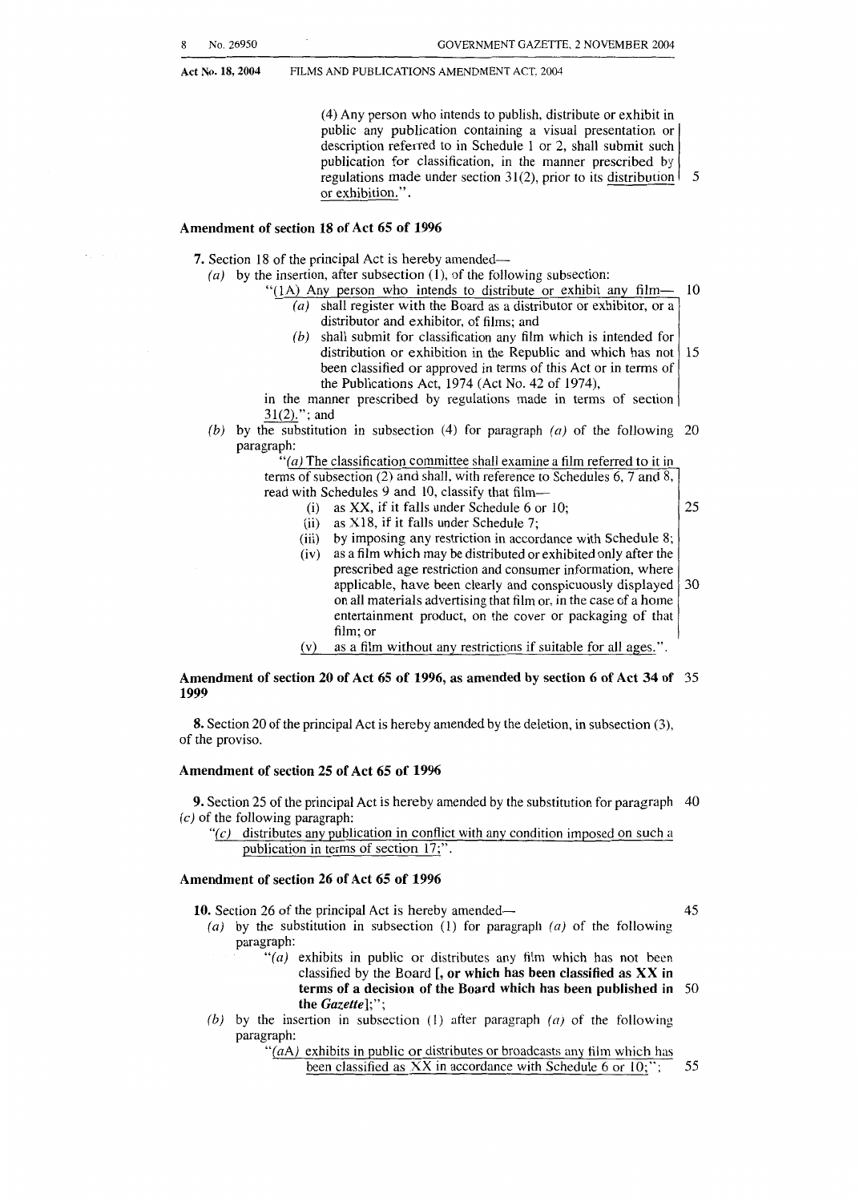(4) Any person who intends to publish, distribute or exhibit in public any publication containing a visual presentation or description referred to in Schedule 1 or 2, shall submit such publication for classification, in the manner prescribed by regulations made under section 31(2), prior to its distribution or exhibition.".

### Amendment of section 18 of Act 65 of 1996

**7.** Section 18 of the principal Act is hereby amended—

*(a)* by the insertion, after subsection (1), of the following subsection:

"(1A) Any person who intends to distribute or exhibit any film—

*(a)* shall register with the Board as a distributor or exhibitor, or a distributor and exhibitor, of films; and

*(b)* shall submit for classification any film which is intended for distribution or exhibition in the Republic and which has not been classified or approved in terms of this Act or in terms of the Publications Act, 1974 (Act No. 42 of 1974),

in the manner prescribed by regulations made in terms of section 31(2)."; and

*(b)* by the substitution in subsection (4) for paragraph *(a)* of the following paragraph:

"*(a)* The classification committee shall examine a film referred to it in terms of subsection (2) and shall, with reference to Schedules 6, 7 and 8, read with Schedules 9 and 10, classify that film—

(i) as XX, if it falls under Schedule 6 or 10;

(ii) as X18, if it falls under Schedule 7;

(iii) by imposing any restriction in accordance with Schedule 8;

(iv) as a film which may be distributed or exhibited only after the prescribed age restriction and consumer information, where applicable, have been clearly and conspicuously displayed on all materials advertising that film or, in the case of a home entertainment product, on the cover or packaging of that film; or

(v) as a film without any restrictions if suitable for all ages.".

### Amendment of section 20 of Act 65 of 1996, as amended by section 6 of Act 34 of 1999

**8.** Section 20 of the principal Act is hereby amended by the deletion, in subsection (3), of the proviso.

### Amendment of section 25 of Act 65 of 1996

**9.** Section 25 of the principal Act is hereby amended by the substitution for paragraph *(c)* of the following paragraph:

"*(c)* distributes any publication in conflict with any condition imposed on such a publication in terms of section 17;".

### Amendment of section 26 of Act 65 of 1996

**10.** Section 26 of the principal Act is hereby amended—

*(a)* by the substitution in subsection (1) for paragraph *(a)* of the following paragraph:

"*(a)* exhibits in public or distributes any film which has not been classified by the Board **[, or which has been classified as XX in terms of a decision of the Board which has been published in the *Gazette*]**;";

*(b)* by the insertion in subsection (1) after paragraph *(a)* of the following paragraph:

"*(a*A*)* exhibits in public or distributes or broadcasts any film which has been classified as XX in accordance with Schedule 6 or 10;";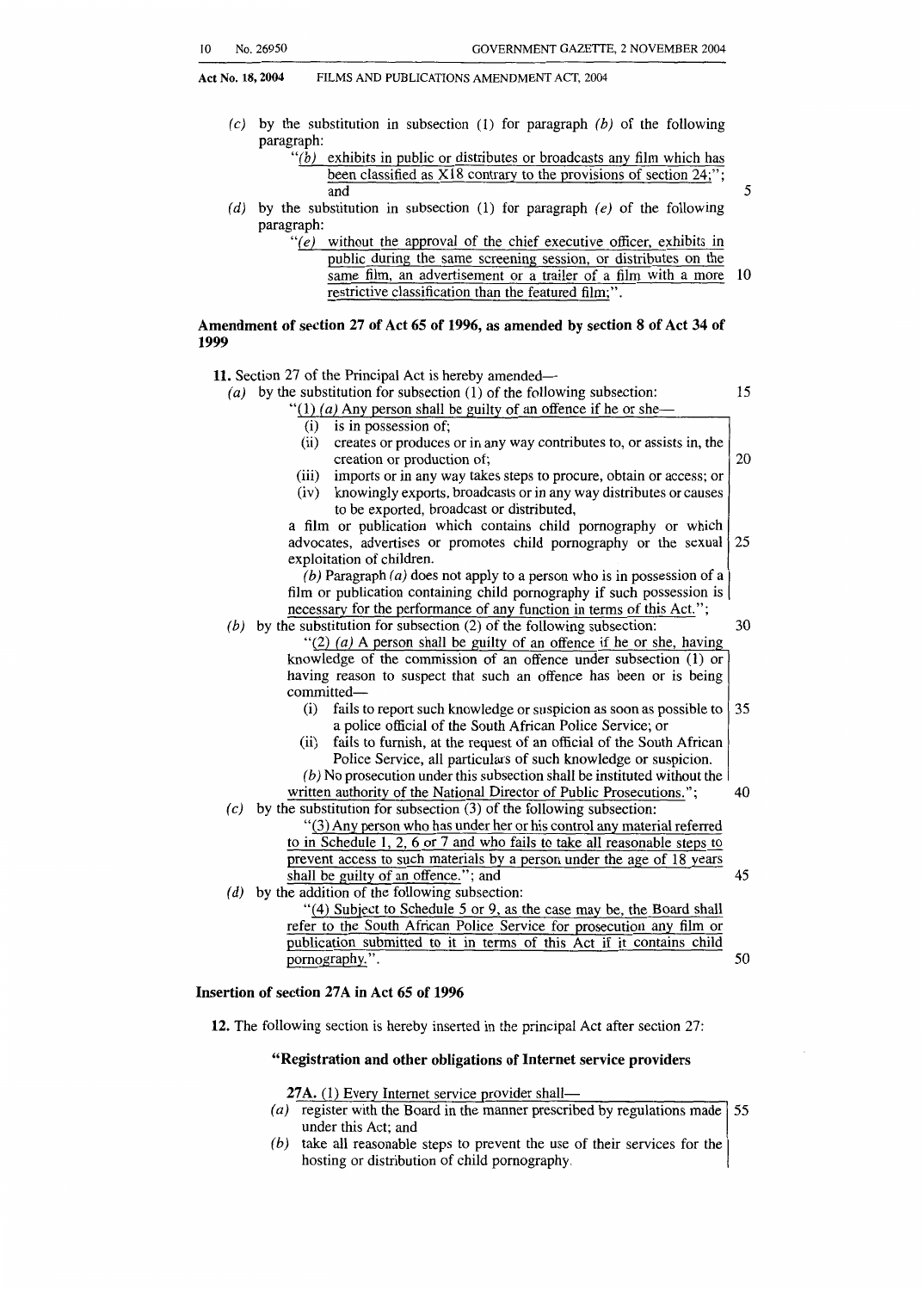(c) by the substitution in subsection (1) for paragraph *(b)* of the following paragraph:

"*(b)* exhibits in public or distributes or broadcasts any film which has been classified as X18 contrary to the provisions of section 24;"; and

(d) by the substitution in subsection (1) for paragraph *(e)* of the following paragraph:

"*(e)* without the approval of the chief executive officer, exhibits in public during the same screening session, or distributes on the same film, an advertisement or a trailer of a film with a more restrictive classification than the featured film;".

**Amendment of section 27 of Act 65 of 1996, as amended by section 8 of Act 34 of 1999**

**11.** Section 27 of the Principal Act is hereby amended—

(a) by the substitution for subsection (1) of the following subsection:

"(1) *(a)* Any person shall be guilty of an offence if he or she—

(i) is in possession of;

(ii) creates or produces or in any way contributes to, or assists in, the creation or production of;

(iii) imports or in any way takes steps to procure, obtain or access; or

(iv) knowingly exports, broadcasts or in any way distributes or causes to be exported, broadcast or distributed,

a film or publication which contains child pornography or which advocates, advertises or promotes child pornography or the sexual exploitation of children.

*(b)* Paragraph *(a)* does not apply to a person who is in possession of a film or publication containing child pornography if such possession is necessary for the performance of any function in terms of this Act.";

(b) by the substitution for subsection (2) of the following subsection:

"(2) *(a)* A person shall be guilty of an offence if he or she, having knowledge of the commission of an offence under subsection (1) or having reason to suspect that such an offence has been or is being committed—

(i) fails to report such knowledge or suspicion as soon as possible to a police official of the South African Police Service; or

(ii) fails to furnish, at the request of an official of the South African Police Service, all particulars of such knowledge or suspicion.

*(b)* No prosecution under this subsection shall be instituted without the written authority of the National Director of Public Prosecutions.";

(c) by the substitution for subsection (3) of the following subsection:

"(3) Any person who has under her or his control any material referred to in Schedule 1, 2, 6 or 7 and who fails to take all reasonable steps to prevent access to such materials by a person under the age of 18 years shall be guilty of an offence."; and

(d) by the addition of the following subsection:

"(4) Subject to Schedule 5 or 9, as the case may be, the Board shall refer to the South African Police Service for prosecution any film or publication submitted to it in terms of this Act if it contains child pornography.".

**Insertion of section 27A in Act 65 of 1996**

**12.** The following section is hereby inserted in the principal Act after section 27:

**"Registration and other obligations of Internet service providers**

27A. (1) Every Internet service provider shall—

(a) register with the Board in the manner prescribed by regulations made under this Act; and

(b) take all reasonable steps to prevent the use of their services for the hosting or distribution of child pornography.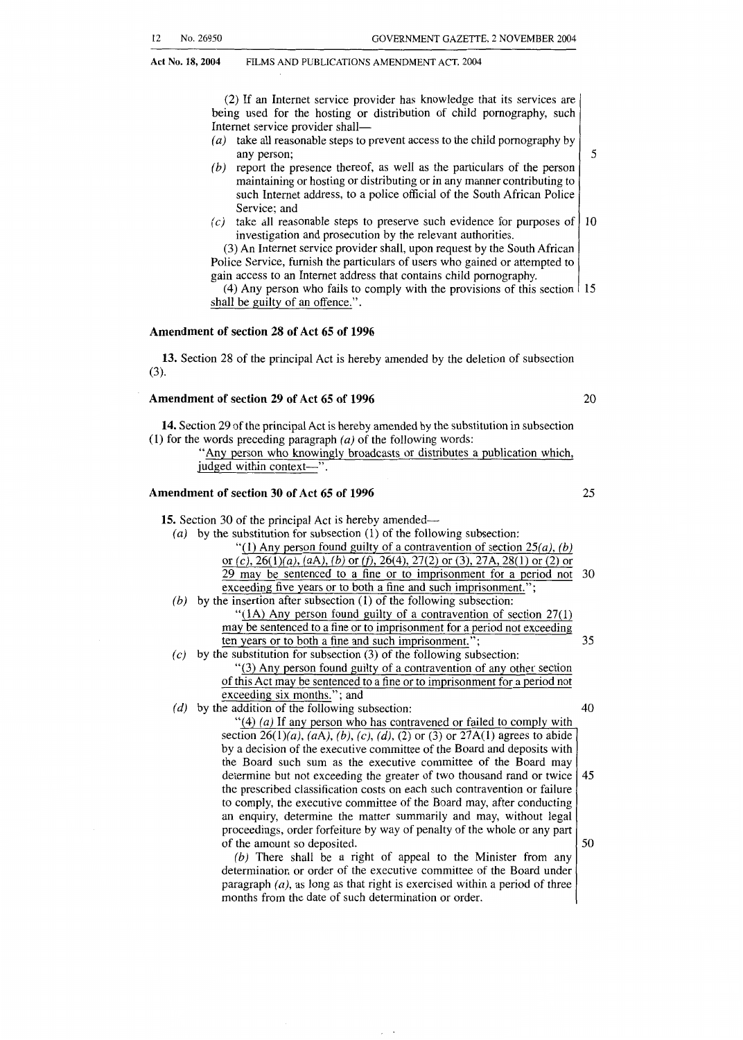(2) If an Internet service provider has knowledge that its services are being used for the hosting or distribution of child pornography, such Internet service provider shall—

*(a)* take all reasonable steps to prevent access to the child pornography by any person;

*(b)* report the presence thereof, as well as the particulars of the person maintaining or hosting or distributing or in any manner contributing to such Internet address, to a police official of the South African Police Service; and

*(c)* take all reasonable steps to preserve such evidence for purposes of investigation and prosecution by the relevant authorities.

(3) An Internet service provider shall, upon request by the South African Police Service, furnish the particulars of users who gained or attempted to gain access to an Internet address that contains child pornography.

(4) Any person who fails to comply with the provisions of this section shall be guilty of an offence.".

**Amendment of section 28 of Act 65 of 1996**

**13.** Section 28 of the principal Act is hereby amended by the deletion of subsection (3).

**Amendment of section 29 of Act 65 of 1996**

**14.** Section 29 of the principal Act is hereby amended by the substitution in subsection (1) for the words preceding paragraph *(a)* of the following words:

"Any person who knowingly broadcasts or distributes a publication which, judged within context—".

**Amendment of section 30 of Act 65 of 1996**

**15.** Section 30 of the principal Act is hereby amended—

*(a)* by the substitution for subsection (1) of the following subsection:

"(1) Any person found guilty of a contravention of section 25*(a)*, *(b)* or *(c)*, 26(1)*(a)*, *(a*A), *(b)* or *(f)*, 26(4), 27(2) or (3), 27A, 28(1) or (2) or 29 may be sentenced to a fine or to imprisonment for a period not exceeding five years or to both a fine and such imprisonment.";

*(b)* by the insertion after subsection (1) of the following subsection:

"(1A) Any person found guilty of a contravention of section 27(1) may be sentenced to a fine or to imprisonment for a period not exceeding ten years or to both a fine and such imprisonment.";

*(c)* by the substitution for subsection (3) of the following subsection:

"(3) Any person found guilty of a contravention of any other section of this Act may be sentenced to a fine or to imprisonment for a period not exceeding six months."; and

*(d)* by the addition of the following subsection:

"(4) *(a)* If any person who has contravened or failed to comply with section 26(1)*(a)*, *(a*A), *(b)*, *(c)*, *(d)*, (2) or (3) or 27A(1) agrees to abide by a decision of the executive committee of the Board and deposits with the Board such sum as the executive committee of the Board may determine but not exceeding the greater of two thousand rand or twice the prescribed classification costs on each such contravention or failure to comply, the executive committee of the Board may, after conducting an enquiry, determine the matter summarily and may, without legal proceedings, order forfeiture by way of penalty of the whole or any part of the amount so deposited.

*(b)* There shall be a right of appeal to the Minister from any determination or order of the executive committee of the Board under paragraph *(a)*, as long as that right is exercised within a period of three months from the date of such determination or order.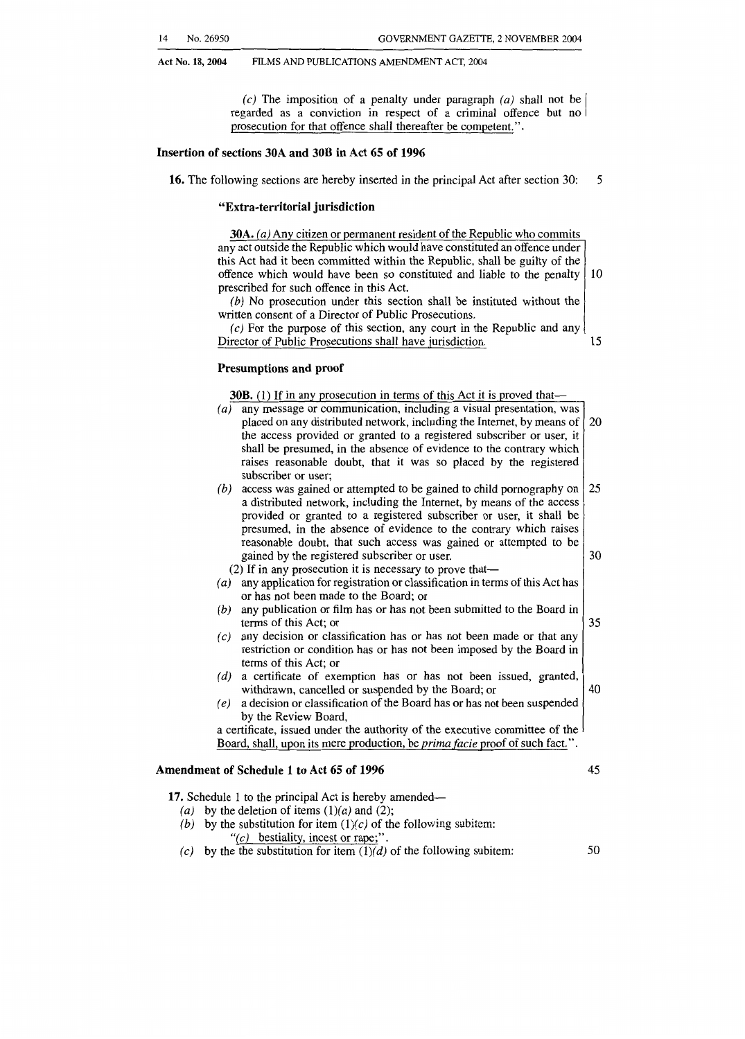(*c*) The imposition of a penalty under paragraph (*a*) shall not be regarded as a conviction in respect of a criminal offence but no prosecution for that offence shall thereafter be competent.".

### Insertion of sections 30A and 30B in Act 65 of 1996

**16.** The following sections are hereby inserted in the principal Act after section 30:

#### "Extra-territorial jurisdiction

**30A.** (*a*) Any citizen or permanent resident of the Republic who commits any act outside the Republic which would have constituted an offence under this Act had it been committed within the Republic, shall be guilty of the offence which would have been so constituted and liable to the penalty prescribed for such offence in this Act.

(*b*) No prosecution under this section shall be instituted without the written consent of a Director of Public Prosecutions.

(*c*) For the purpose of this section, any court in the Republic and any Director of Public Prosecutions shall have jurisdiction.

#### Presumptions and proof

**30B.** (1) If in any prosecution in terms of this Act it is proved that—

(*a*) any message or communication, including a visual presentation, was placed on any distributed network, including the Internet, by means of the access provided or granted to a registered subscriber or user, it shall be presumed, in the absence of evidence to the contrary which raises reasonable doubt, that it was so placed by the registered subscriber or user;

(*b*) access was gained or attempted to be gained to child pornography on a distributed network, including the Internet, by means of the access provided or granted to a registered subscriber or user, it shall be presumed, in the absence of evidence to the contrary which raises reasonable doubt, that such access was gained or attempted to be gained by the registered subscriber or user.

(2) If in any prosecution it is necessary to prove that—

(*a*) any application for registration or classification in terms of this Act has or has not been made to the Board; or

(*b*) any publication or film has or has not been submitted to the Board in terms of this Act; or

(*c*) any decision or classification has or has not been made or that any restriction or condition has or has not been imposed by the Board in terms of this Act; or

(*d*) a certificate of exemption has or has not been issued, granted, withdrawn, cancelled or suspended by the Board; or

(*e*) a decision or classification of the Board has or has not been suspended by the Review Board,

a certificate, issued under the authority of the executive committee of the Board, shall, upon its mere production, be *prima facie* proof of such fact.".

### Amendment of Schedule 1 to Act 65 of 1996

**17.** Schedule 1 to the principal Act is hereby amended—

(*a*) by the deletion of items (1)(*a*) and (2);

(*b*) by the substitution for item (1)(*c*) of the following subitem:

"(*c*) bestiality, incest or rape;".

(*c*) by the the substitution for item (1)(*d*) of the following subitem: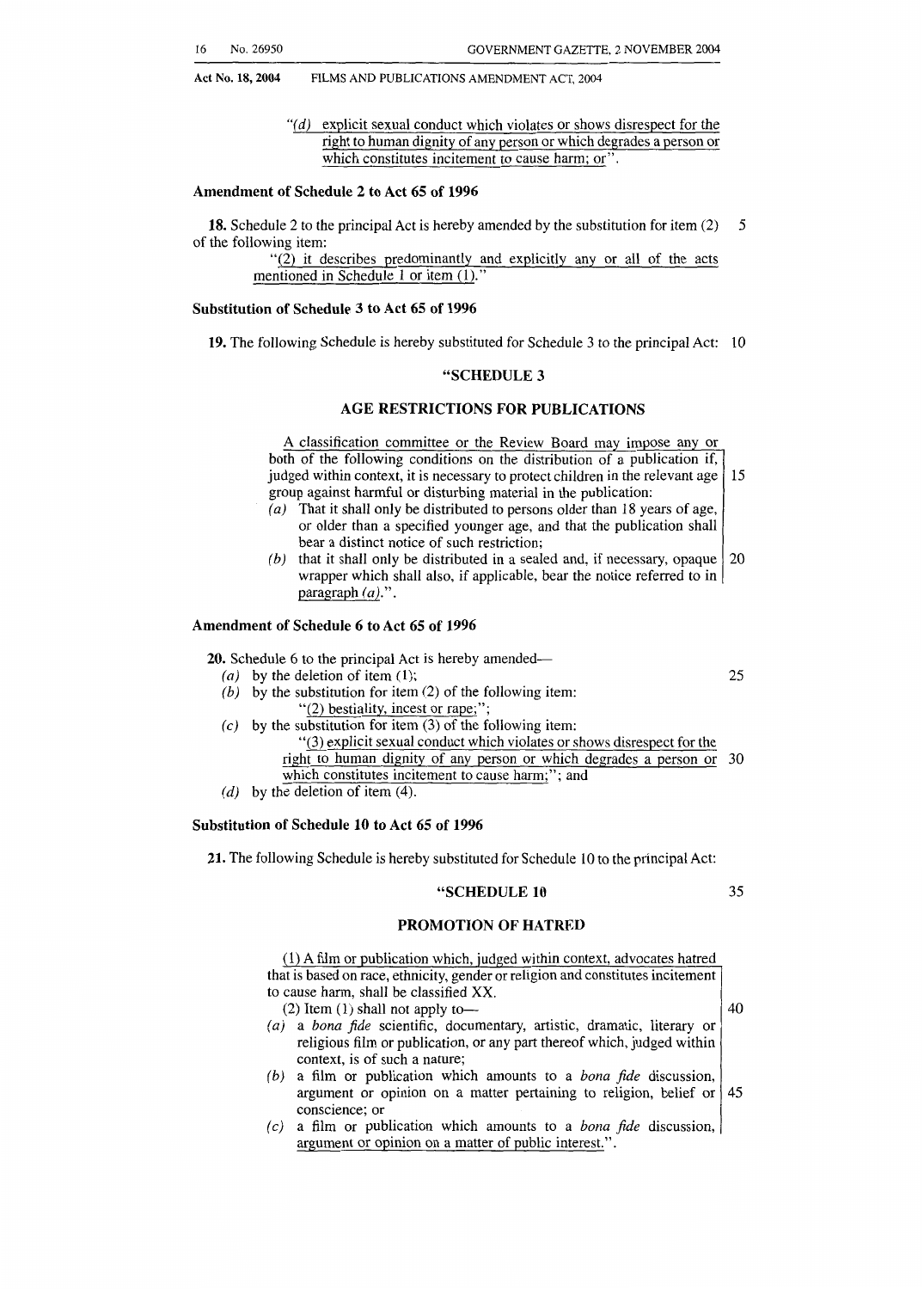"*(d)* explicit sexual conduct which violates or shows disrespect for the right to human dignity of any person or which degrades a person or which constitutes incitement to cause harm; or".

### Amendment of Schedule 2 to Act 65 of 1996

**18.** Schedule 2 to the principal Act is hereby amended by the substitution for item (2) of the following item:

"(2) it describes predominantly and explicitly any or all of the acts mentioned in Schedule 1 or item (1)."

### Substitution of Schedule 3 to Act 65 of 1996

**19.** The following Schedule is hereby substituted for Schedule 3 to the principal Act:

**"SCHEDULE 3**

**AGE RESTRICTIONS FOR PUBLICATIONS**

A classification committee or the Review Board may impose any or both of the following conditions on the distribution of a publication if, judged within context, it is necessary to protect children in the relevant age group against harmful or disturbing material in the publication:

*(a)* That it shall only be distributed to persons older than 18 years of age, or older than a specified younger age, and that the publication shall bear a distinct notice of such restriction;

*(b)* that it shall only be distributed in a sealed and, if necessary, opaque wrapper which shall also, if applicable, bear the notice referred to in paragraph *(a)*.".

### Amendment of Schedule 6 to Act 65 of 1996

**20.** Schedule 6 to the principal Act is hereby amended—

*(a)* by the deletion of item (1);

*(b)* by the substitution for item (2) of the following item:

"(2) bestiality, incest or rape;";

*(c)* by the substitution for item (3) of the following item:

"(3) explicit sexual conduct which violates or shows disrespect for the right to human dignity of any person or which degrades a person or which constitutes incitement to cause harm;"; and

*(d)* by the deletion of item (4).

### Substitution of Schedule 10 to Act 65 of 1996

**21.** The following Schedule is hereby substituted for Schedule 10 to the principal Act:

**"SCHEDULE 10**

**PROMOTION OF HATRED**

(1) A film or publication which, judged within context, advocates hatred that is based on race, ethnicity, gender or religion and constitutes incitement to cause harm, shall be classified XX.

(2) Item (1) shall not apply to—

*(a)* a *bona fide* scientific, documentary, artistic, dramatic, literary or religious film or publication, or any part thereof which, judged within context, is of such a nature;

*(b)* a film or publication which amounts to a *bona fide* discussion, argument or opinion on a matter pertaining to religion, belief or conscience; or

*(c)* a film or publication which amounts to a *bona fide* discussion, argument or opinion on a matter of public interest.".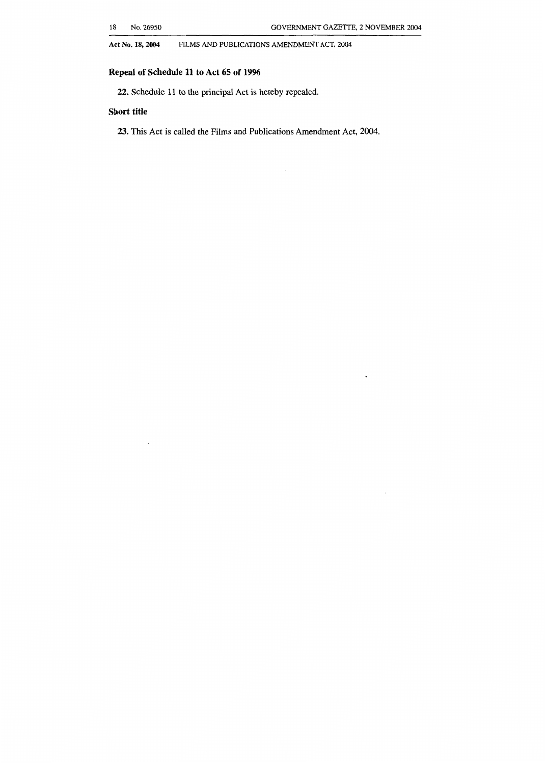## Repeal of Schedule 11 to Act 65 of 1996

**22.** Schedule 11 to the principal Act is hereby repealed.

## Short title

**23.** This Act is called the Films and Publications Amendment Act, 2004.